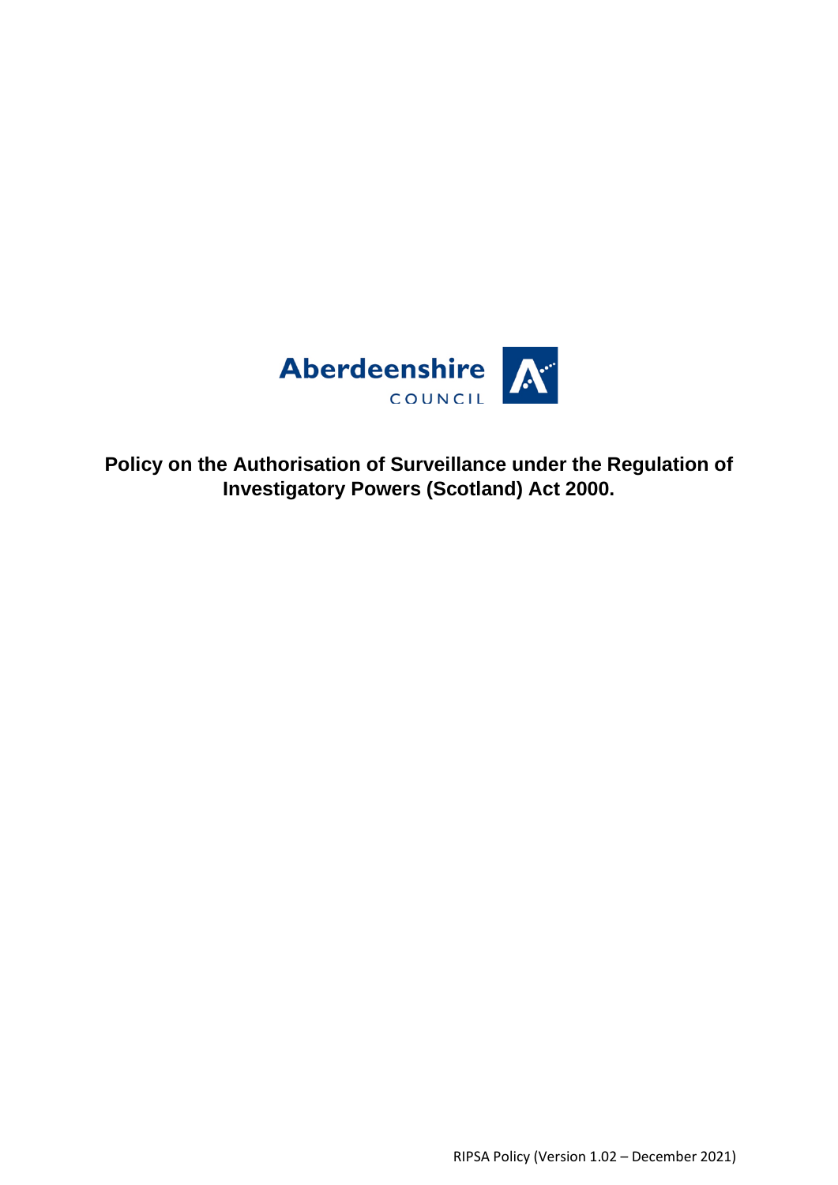Aberdeenshire COUNCIL

# Policy on the Authorisation of Surveillance under the Regulation of Investigatory Powers (Scotland) Act 2000.

RIPSA Policy (Version 1.02 – December 2021)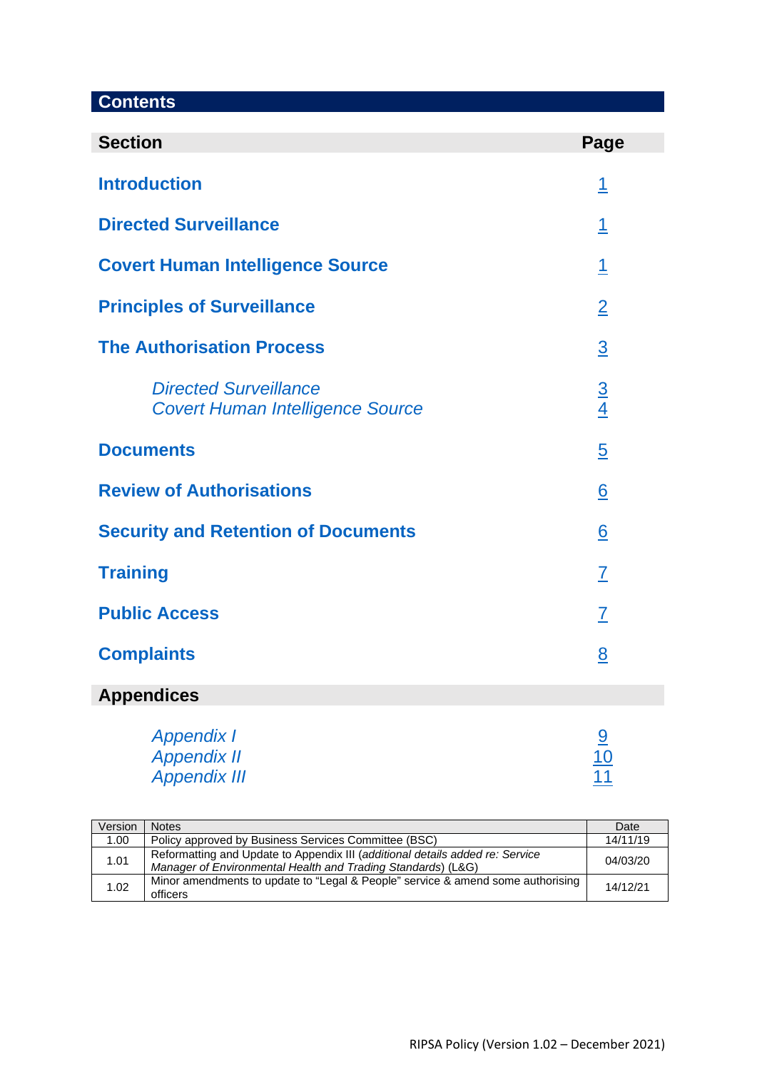## Contents

| Section | Page |
|---|---|
| **Introduction** | 1 |
| **Directed Surveillance** | 1 |
| **Covert Human Intelligence Source** | 1 |
| **Principles of Surveillance** | 2 |
| **The Authorisation Process** | 3 |
| *Directed Surveillance* | 3 |
| *Covert Human Intelligence Source* | 4 |
| **Documents** | 5 |
| **Review of Authorisations** | 6 |
| **Security and Retention of Documents** | 6 |
| **Training** | 7 |
| **Public Access** | 7 |
| **Complaints** | 8 |

### Appendices

| | |
|---|---|
| *Appendix I* | 9 |
| *Appendix II* | 10 |
| *Appendix III* | 11 |

| Version | Notes | Date |
|---|---|---|
| 1.00 | Policy approved by Business Services Committee (BSC) | 14/11/19 |
| 1.01 | Reformatting and Update to Appendix III (*additional details added re: Service Manager of Environmental Health and Trading Standards*) (L&G) | 04/03/20 |
| 1.02 | Minor amendments to update to "Legal & People" service & amend some authorising officers | 14/12/21 |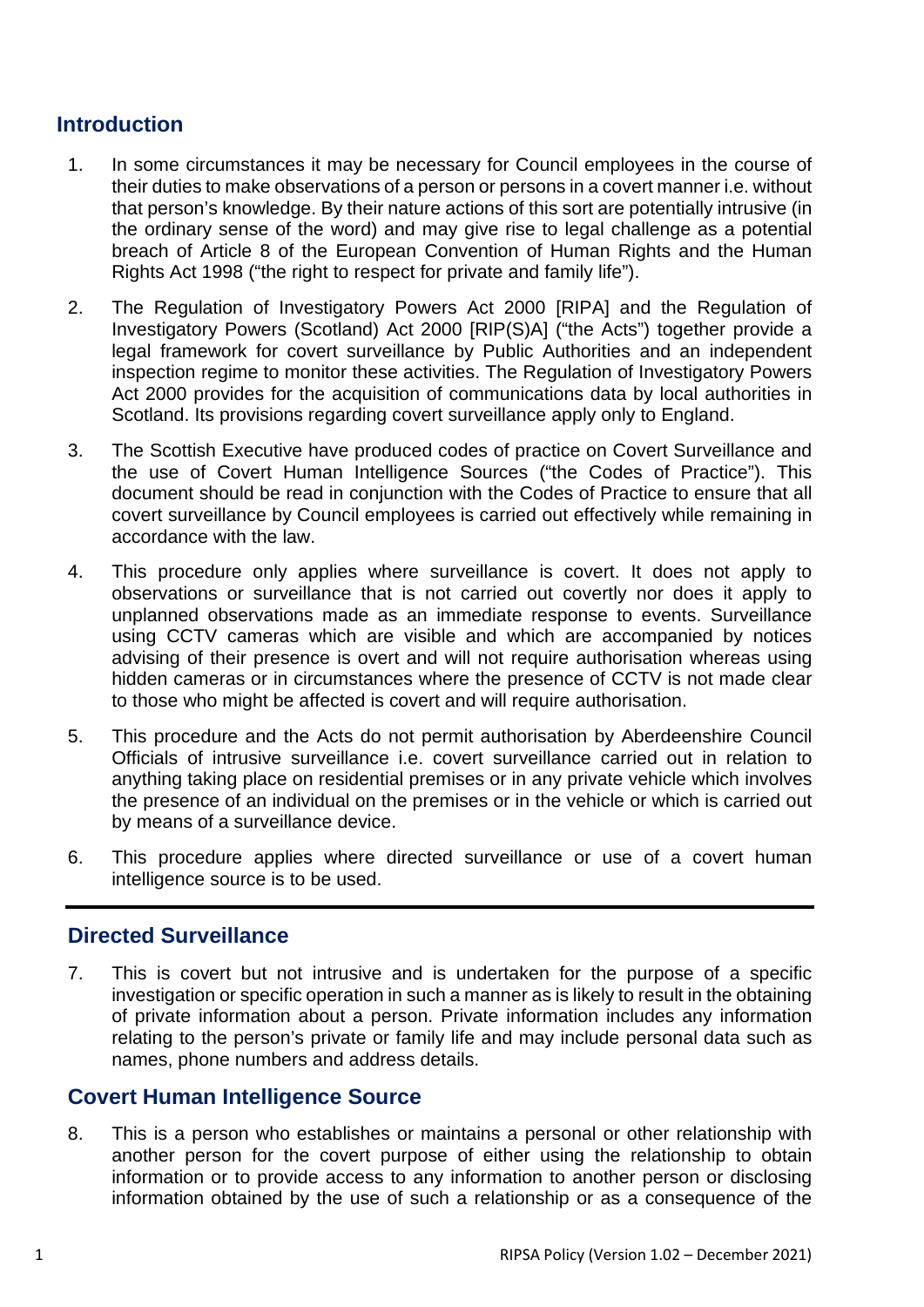## Introduction

1. In some circumstances it may be necessary for Council employees in the course of their duties to make observations of a person or persons in a covert manner i.e. without that person's knowledge. By their nature actions of this sort are potentially intrusive (in the ordinary sense of the word) and may give rise to legal challenge as a potential breach of Article 8 of the European Convention of Human Rights and the Human Rights Act 1998 ("the right to respect for private and family life").

2. The Regulation of Investigatory Powers Act 2000 [RIPA] and the Regulation of Investigatory Powers (Scotland) Act 2000 [RIP(S)A] ("the Acts") together provide a legal framework for covert surveillance by Public Authorities and an independent inspection regime to monitor these activities. The Regulation of Investigatory Powers Act 2000 provides for the acquisition of communications data by local authorities in Scotland. Its provisions regarding covert surveillance apply only to England.

3. The Scottish Executive have produced codes of practice on Covert Surveillance and the use of Covert Human Intelligence Sources ("the Codes of Practice"). This document should be read in conjunction with the Codes of Practice to ensure that all covert surveillance by Council employees is carried out effectively while remaining in accordance with the law.

4. This procedure only applies where surveillance is covert. It does not apply to observations or surveillance that is not carried out covertly nor does it apply to unplanned observations made as an immediate response to events. Surveillance using CCTV cameras which are visible and which are accompanied by notices advising of their presence is overt and will not require authorisation whereas using hidden cameras or in circumstances where the presence of CCTV is not made clear to those who might be affected is covert and will require authorisation.

5. This procedure and the Acts do not permit authorisation by Aberdeenshire Council Officials of intrusive surveillance i.e. covert surveillance carried out in relation to anything taking place on residential premises or in any private vehicle which involves the presence of an individual on the premises or in the vehicle or which is carried out by means of a surveillance device.

6. This procedure applies where directed surveillance or use of a covert human intelligence source is to be used.

## Directed Surveillance

7. This is covert but not intrusive and is undertaken for the purpose of a specific investigation or specific operation in such a manner as is likely to result in the obtaining of private information about a person. Private information includes any information relating to the person's private or family life and may include personal data such as names, phone numbers and address details.

## Covert Human Intelligence Source

8. This is a person who establishes or maintains a personal or other relationship with another person for the covert purpose of either using the relationship to obtain information or to provide access to any information to another person or disclosing information obtained by the use of such a relationship or as a consequence of the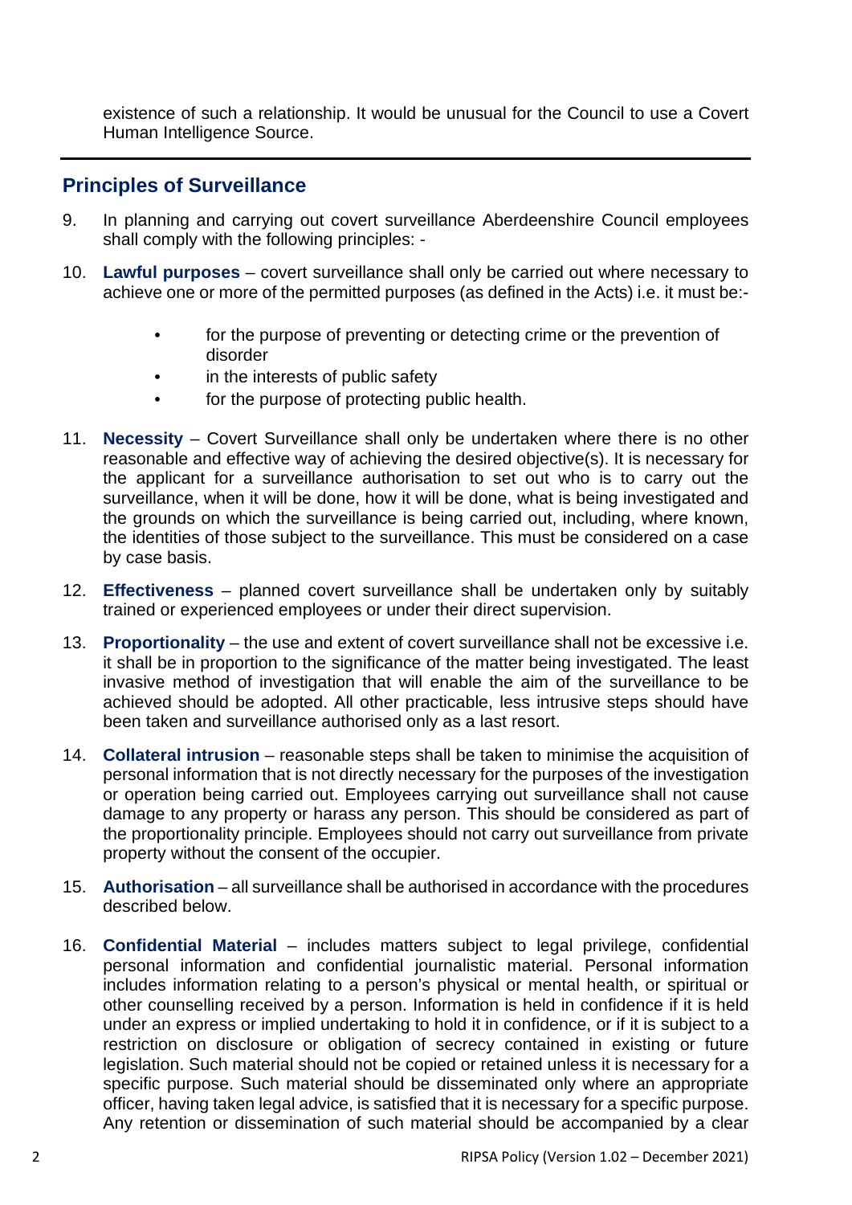existence of such a relationship. It would be unusual for the Council to use a Covert Human Intelligence Source.

## Principles of Surveillance

9. In planning and carrying out covert surveillance Aberdeenshire Council employees shall comply with the following principles: -

10. **Lawful purposes** – covert surveillance shall only be carried out where necessary to achieve one or more of the permitted purposes (as defined in the Acts) i.e. it must be:-

    - for the purpose of preventing or detecting crime or the prevention of disorder
    - in the interests of public safety
    - for the purpose of protecting public health.

11. **Necessity** – Covert Surveillance shall only be undertaken where there is no other reasonable and effective way of achieving the desired objective(s). It is necessary for the applicant for a surveillance authorisation to set out who is to carry out the surveillance, when it will be done, how it will be done, what is being investigated and the grounds on which the surveillance is being carried out, including, where known, the identities of those subject to the surveillance. This must be considered on a case by case basis.

12. **Effectiveness** – planned covert surveillance shall be undertaken only by suitably trained or experienced employees or under their direct supervision.

13. **Proportionality** – the use and extent of covert surveillance shall not be excessive i.e. it shall be in proportion to the significance of the matter being investigated. The least invasive method of investigation that will enable the aim of the surveillance to be achieved should be adopted. All other practicable, less intrusive steps should have been taken and surveillance authorised only as a last resort.

14. **Collateral intrusion** – reasonable steps shall be taken to minimise the acquisition of personal information that is not directly necessary for the purposes of the investigation or operation being carried out. Employees carrying out surveillance shall not cause damage to any property or harass any person. This should be considered as part of the proportionality principle. Employees should not carry out surveillance from private property without the consent of the occupier.

15. **Authorisation** – all surveillance shall be authorised in accordance with the procedures described below.

16. **Confidential Material** – includes matters subject to legal privilege, confidential personal information and confidential journalistic material. Personal information includes information relating to a person's physical or mental health, or spiritual or other counselling received by a person. Information is held in confidence if it is held under an express or implied undertaking to hold it in confidence, or if it is subject to a restriction on disclosure or obligation of secrecy contained in existing or future legislation. Such material should not be copied or retained unless it is necessary for a specific purpose. Such material should be disseminated only where an appropriate officer, having taken legal advice, is satisfied that it is necessary for a specific purpose. Any retention or dissemination of such material should be accompanied by a clear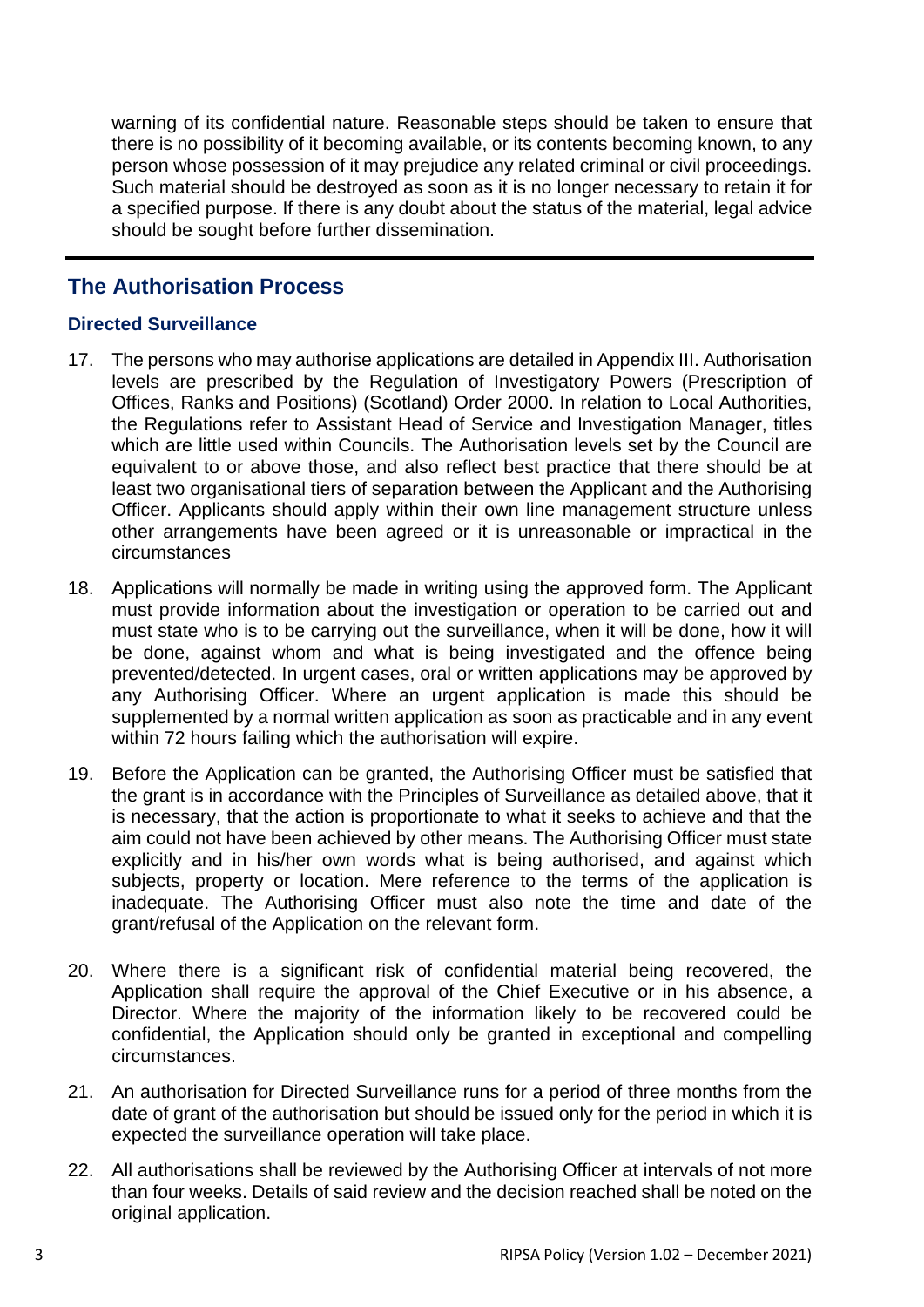warning of its confidential nature. Reasonable steps should be taken to ensure that there is no possibility of it becoming available, or its contents becoming known, to any person whose possession of it may prejudice any related criminal or civil proceedings. Such material should be destroyed as soon as it is no longer necessary to retain it for a specified purpose. If there is any doubt about the status of the material, legal advice should be sought before further dissemination.

---

## The Authorisation Process

### Directed Surveillance

17. The persons who may authorise applications are detailed in Appendix III. Authorisation levels are prescribed by the Regulation of Investigatory Powers (Prescription of Offices, Ranks and Positions) (Scotland) Order 2000. In relation to Local Authorities, the Regulations refer to Assistant Head of Service and Investigation Manager, titles which are little used within Councils. The Authorisation levels set by the Council are equivalent to or above those, and also reflect best practice that there should be at least two organisational tiers of separation between the Applicant and the Authorising Officer. Applicants should apply within their own line management structure unless other arrangements have been agreed or it is unreasonable or impractical in the circumstances

18. Applications will normally be made in writing using the approved form. The Applicant must provide information about the investigation or operation to be carried out and must state who is to be carrying out the surveillance, when it will be done, how it will be done, against whom and what is being investigated and the offence being prevented/detected. In urgent cases, oral or written applications may be approved by any Authorising Officer. Where an urgent application is made this should be supplemented by a normal written application as soon as practicable and in any event within 72 hours failing which the authorisation will expire.

19. Before the Application can be granted, the Authorising Officer must be satisfied that the grant is in accordance with the Principles of Surveillance as detailed above, that it is necessary, that the action is proportionate to what it seeks to achieve and that the aim could not have been achieved by other means. The Authorising Officer must state explicitly and in his/her own words what is being authorised, and against which subjects, property or location. Mere reference to the terms of the application is inadequate. The Authorising Officer must also note the time and date of the grant/refusal of the Application on the relevant form.

20. Where there is a significant risk of confidential material being recovered, the Application shall require the approval of the Chief Executive or in his absence, a Director. Where the majority of the information likely to be recovered could be confidential, the Application should only be granted in exceptional and compelling circumstances.

21. An authorisation for Directed Surveillance runs for a period of three months from the date of grant of the authorisation but should be issued only for the period in which it is expected the surveillance operation will take place.

22. All authorisations shall be reviewed by the Authorising Officer at intervals of not more than four weeks. Details of said review and the decision reached shall be noted on the original application.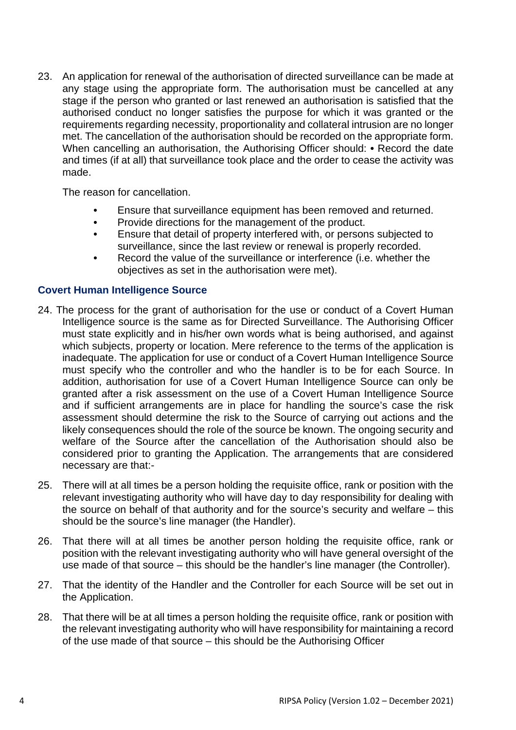23. An application for renewal of the authorisation of directed surveillance can be made at any stage using the appropriate form. The authorisation must be cancelled at any stage if the person who granted or last renewed an authorisation is satisfied that the authorised conduct no longer satisfies the purpose for which it was granted or the requirements regarding necessity, proportionality and collateral intrusion are no longer met. The cancellation of the authorisation should be recorded on the appropriate form. When cancelling an authorisation, the Authorising Officer should: • Record the date and times (if at all) that surveillance took place and the order to cease the activity was made.

    The reason for cancellation.

    - Ensure that surveillance equipment has been removed and returned.
    - Provide directions for the management of the product.
    - Ensure that detail of property interfered with, or persons subjected to surveillance, since the last review or renewal is properly recorded.
    - Record the value of the surveillance or interference (i.e. whether the objectives as set in the authorisation were met).

### Covert Human Intelligence Source

24. The process for the grant of authorisation for the use or conduct of a Covert Human Intelligence source is the same as for Directed Surveillance. The Authorising Officer must state explicitly and in his/her own words what is being authorised, and against which subjects, property or location. Mere reference to the terms of the application is inadequate. The application for use or conduct of a Covert Human Intelligence Source must specify who the controller and who the handler is to be for each Source. In addition, authorisation for use of a Covert Human Intelligence Source can only be granted after a risk assessment on the use of a Covert Human Intelligence Source and if sufficient arrangements are in place for handling the source's case the risk assessment should determine the risk to the Source of carrying out actions and the likely consequences should the role of the source be known. The ongoing security and welfare of the Source after the cancellation of the Authorisation should also be considered prior to granting the Application. The arrangements that are considered necessary are that:-

25. There will at all times be a person holding the requisite office, rank or position with the relevant investigating authority who will have day to day responsibility for dealing with the source on behalf of that authority and for the source's security and welfare – this should be the source's line manager (the Handler).

26. That there will at all times be another person holding the requisite office, rank or position with the relevant investigating authority who will have general oversight of the use made of that source – this should be the handler's line manager (the Controller).

27. That the identity of the Handler and the Controller for each Source will be set out in the Application.

28. That there will be at all times a person holding the requisite office, rank or position with the relevant investigating authority who will have responsibility for maintaining a record of the use made of that source – this should be the Authorising Officer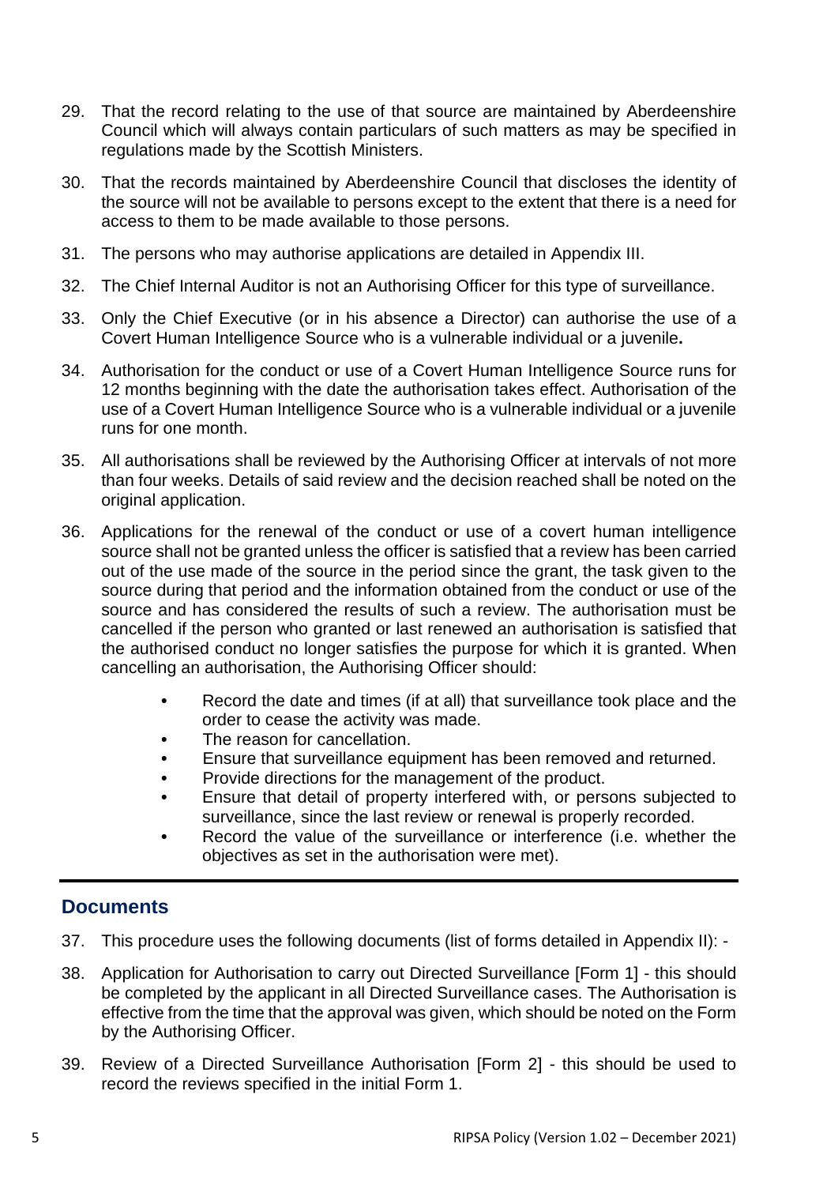29. That the record relating to the use of that source are maintained by Aberdeenshire Council which will always contain particulars of such matters as may be specified in regulations made by the Scottish Ministers.

30. That the records maintained by Aberdeenshire Council that discloses the identity of the source will not be available to persons except to the extent that there is a need for access to them to be made available to those persons.

31. The persons who may authorise applications are detailed in Appendix III.

32. The Chief Internal Auditor is not an Authorising Officer for this type of surveillance.

33. Only the Chief Executive (or in his absence a Director) can authorise the use of a Covert Human Intelligence Source who is a vulnerable individual or a juvenile**.**

34. Authorisation for the conduct or use of a Covert Human Intelligence Source runs for 12 months beginning with the date the authorisation takes effect. Authorisation of the use of a Covert Human Intelligence Source who is a vulnerable individual or a juvenile runs for one month.

35. All authorisations shall be reviewed by the Authorising Officer at intervals of not more than four weeks. Details of said review and the decision reached shall be noted on the original application.

36. Applications for the renewal of the conduct or use of a covert human intelligence source shall not be granted unless the officer is satisfied that a review has been carried out of the use made of the source in the period since the grant, the task given to the source during that period and the information obtained from the conduct or use of the source and has considered the results of such a review. The authorisation must be cancelled if the person who granted or last renewed an authorisation is satisfied that the authorised conduct no longer satisfies the purpose for which it is granted. When cancelling an authorisation, the Authorising Officer should:
    - Record the date and times (if at all) that surveillance took place and the order to cease the activity was made.
    - The reason for cancellation.
    - Ensure that surveillance equipment has been removed and returned.
    - Provide directions for the management of the product.
    - Ensure that detail of property interfered with, or persons subjected to surveillance, since the last review or renewal is properly recorded.
    - Record the value of the surveillance or interference (i.e. whether the objectives as set in the authorisation were met).

## Documents

37. This procedure uses the following documents (list of forms detailed in Appendix II): -

38. Application for Authorisation to carry out Directed Surveillance [Form 1] - this should be completed by the applicant in all Directed Surveillance cases. The Authorisation is effective from the time that the approval was given, which should be noted on the Form by the Authorising Officer.

39. Review of a Directed Surveillance Authorisation [Form 2] - this should be used to record the reviews specified in the initial Form 1.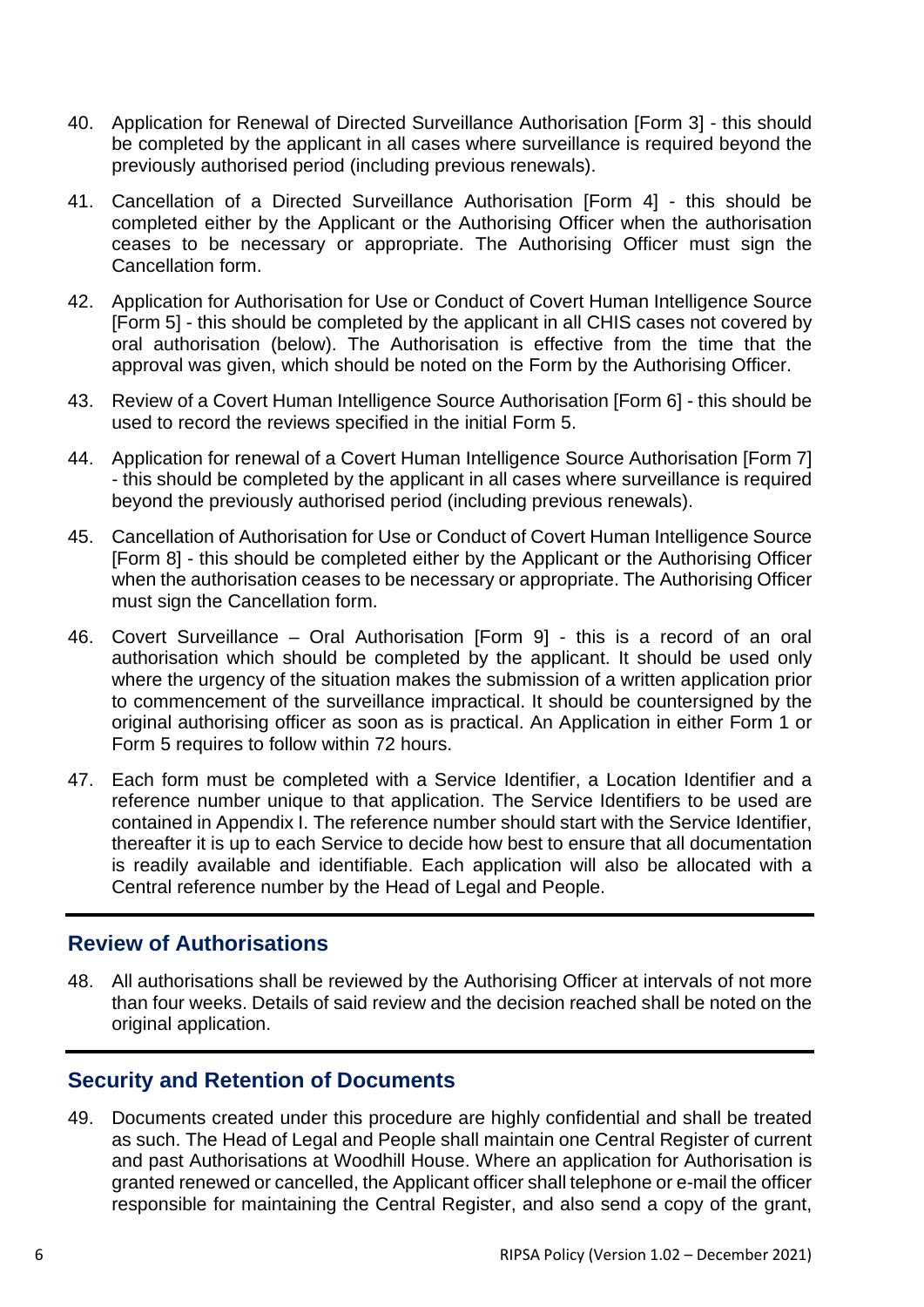40. Application for Renewal of Directed Surveillance Authorisation [Form 3] - this should be completed by the applicant in all cases where surveillance is required beyond the previously authorised period (including previous renewals).

41. Cancellation of a Directed Surveillance Authorisation [Form 4] - this should be completed either by the Applicant or the Authorising Officer when the authorisation ceases to be necessary or appropriate. The Authorising Officer must sign the Cancellation form.

42. Application for Authorisation for Use or Conduct of Covert Human Intelligence Source [Form 5] - this should be completed by the applicant in all CHIS cases not covered by oral authorisation (below). The Authorisation is effective from the time that the approval was given, which should be noted on the Form by the Authorising Officer.

43. Review of a Covert Human Intelligence Source Authorisation [Form 6] - this should be used to record the reviews specified in the initial Form 5.

44. Application for renewal of a Covert Human Intelligence Source Authorisation [Form 7] - this should be completed by the applicant in all cases where surveillance is required beyond the previously authorised period (including previous renewals).

45. Cancellation of Authorisation for Use or Conduct of Covert Human Intelligence Source [Form 8] - this should be completed either by the Applicant or the Authorising Officer when the authorisation ceases to be necessary or appropriate. The Authorising Officer must sign the Cancellation form.

46. Covert Surveillance – Oral Authorisation [Form 9] - this is a record of an oral authorisation which should be completed by the applicant. It should be used only where the urgency of the situation makes the submission of a written application prior to commencement of the surveillance impractical. It should be countersigned by the original authorising officer as soon as is practical. An Application in either Form 1 or Form 5 requires to follow within 72 hours.

47. Each form must be completed with a Service Identifier, a Location Identifier and a reference number unique to that application. The Service Identifiers to be used are contained in Appendix I. The reference number should start with the Service Identifier, thereafter it is up to each Service to decide how best to ensure that all documentation is readily available and identifiable. Each application will also be allocated with a Central reference number by the Head of Legal and People.

## Review of Authorisations

48. All authorisations shall be reviewed by the Authorising Officer at intervals of not more than four weeks. Details of said review and the decision reached shall be noted on the original application.

## Security and Retention of Documents

49. Documents created under this procedure are highly confidential and shall be treated as such. The Head of Legal and People shall maintain one Central Register of current and past Authorisations at Woodhill House. Where an application for Authorisation is granted renewed or cancelled, the Applicant officer shall telephone or e-mail the officer responsible for maintaining the Central Register, and also send a copy of the grant,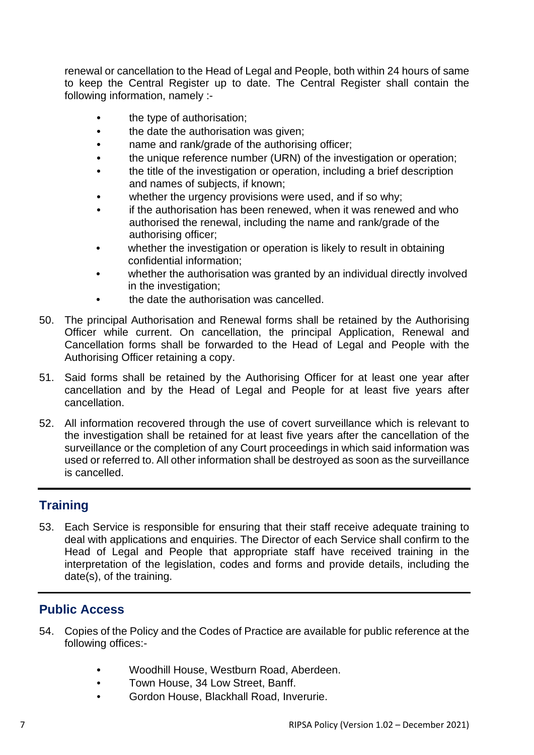renewal or cancellation to the Head of Legal and People, both within 24 hours of same to keep the Central Register up to date. The Central Register shall contain the following information, namely :-

- the type of authorisation;
- the date the authorisation was given;
- name and rank/grade of the authorising officer;
- the unique reference number (URN) of the investigation or operation;
- the title of the investigation or operation, including a brief description and names of subjects, if known;
- whether the urgency provisions were used, and if so why;
- if the authorisation has been renewed, when it was renewed and who authorised the renewal, including the name and rank/grade of the authorising officer;
- whether the investigation or operation is likely to result in obtaining confidential information;
- whether the authorisation was granted by an individual directly involved in the investigation;
- the date the authorisation was cancelled.

50. The principal Authorisation and Renewal forms shall be retained by the Authorising Officer while current. On cancellation, the principal Application, Renewal and Cancellation forms shall be forwarded to the Head of Legal and People with the Authorising Officer retaining a copy.

51. Said forms shall be retained by the Authorising Officer for at least one year after cancellation and by the Head of Legal and People for at least five years after cancellation.

52. All information recovered through the use of covert surveillance which is relevant to the investigation shall be retained for at least five years after the cancellation of the surveillance or the completion of any Court proceedings in which said information was used or referred to. All other information shall be destroyed as soon as the surveillance is cancelled.

## Training

53. Each Service is responsible for ensuring that their staff receive adequate training to deal with applications and enquiries. The Director of each Service shall confirm to the Head of Legal and People that appropriate staff have received training in the interpretation of the legislation, codes and forms and provide details, including the date(s), of the training.

## Public Access

54. Copies of the Policy and the Codes of Practice are available for public reference at the following offices:-

- Woodhill House, Westburn Road, Aberdeen.
- Town House, 34 Low Street, Banff.
- Gordon House, Blackhall Road, Inverurie.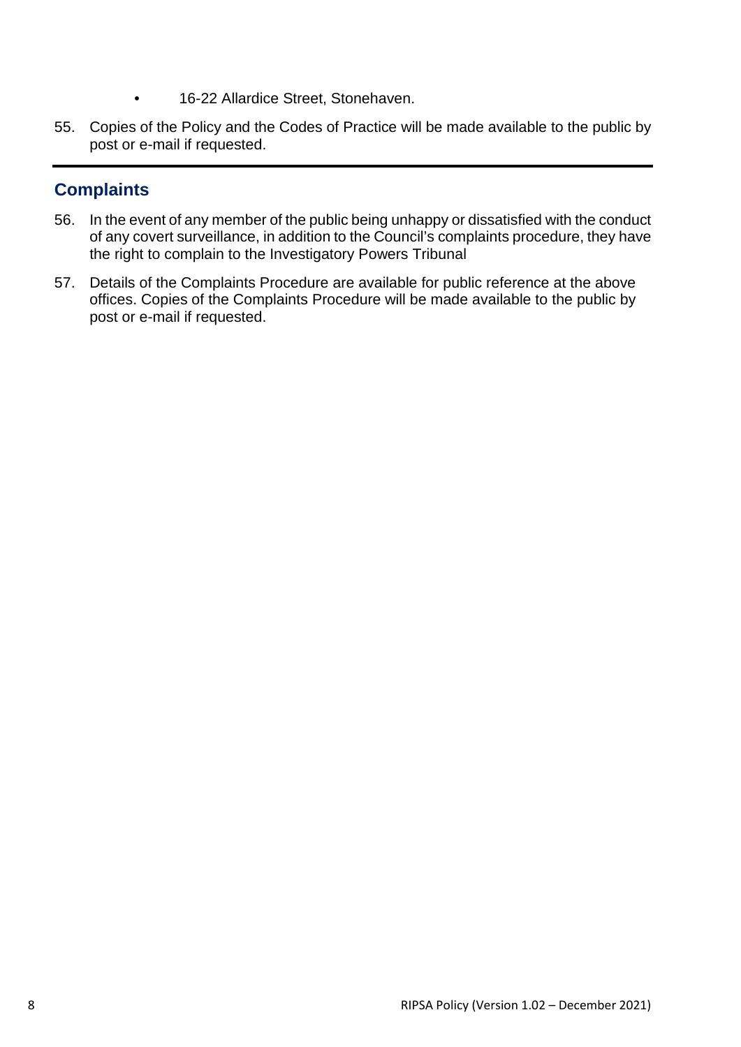- 16-22 Allardice Street, Stonehaven.

55. Copies of the Policy and the Codes of Practice will be made available to the public by post or e-mail if requested.

---

## Complaints

56. In the event of any member of the public being unhappy or dissatisfied with the conduct of any covert surveillance, in addition to the Council's complaints procedure, they have the right to complain to the Investigatory Powers Tribunal

57. Details of the Complaints Procedure are available for public reference at the above offices. Copies of the Complaints Procedure will be made available to the public by post or e-mail if requested.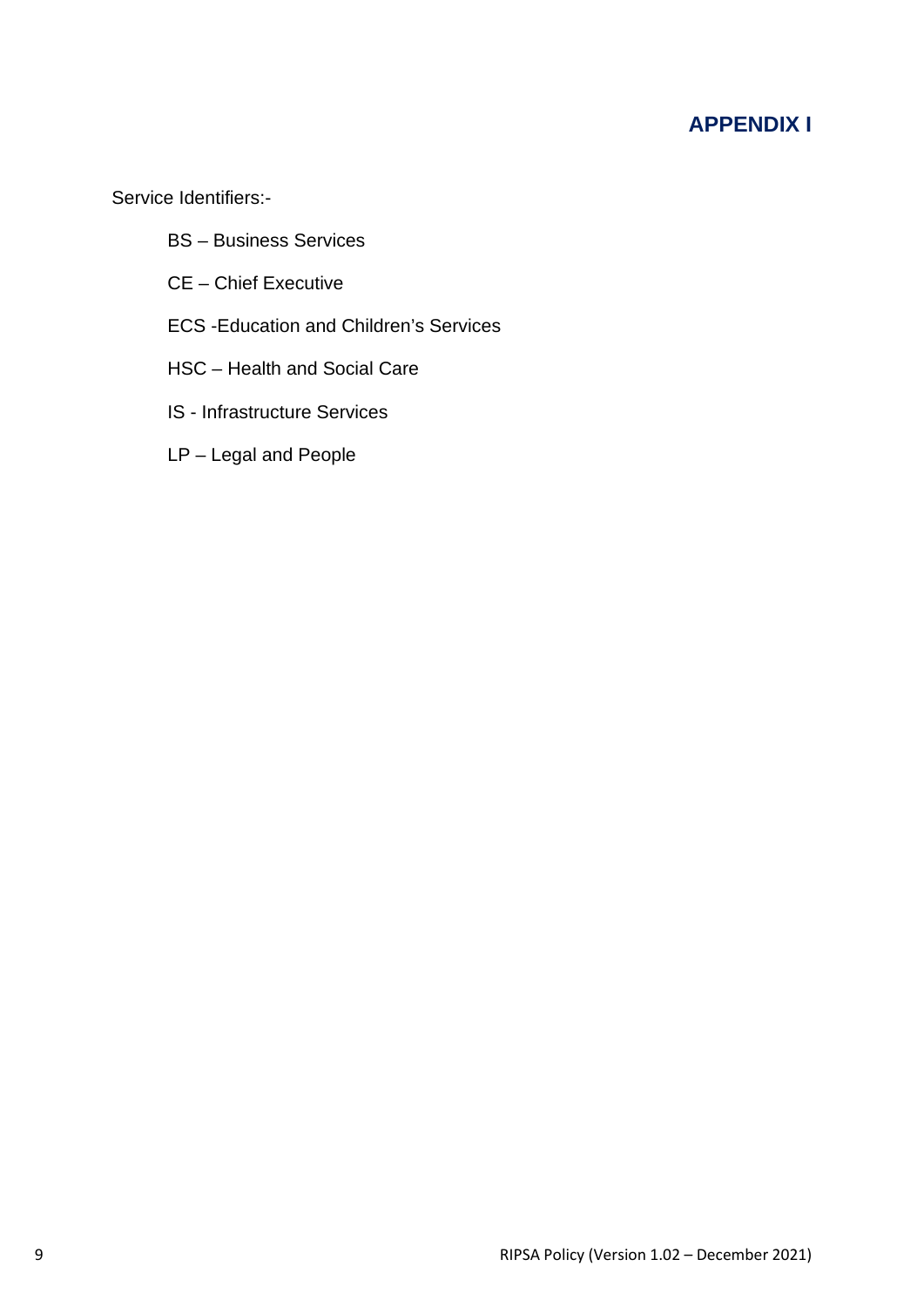## APPENDIX I

Service Identifiers:-

- BS – Business Services
- CE – Chief Executive
- ECS -Education and Children's Services
- HSC – Health and Social Care
- IS - Infrastructure Services
- LP – Legal and People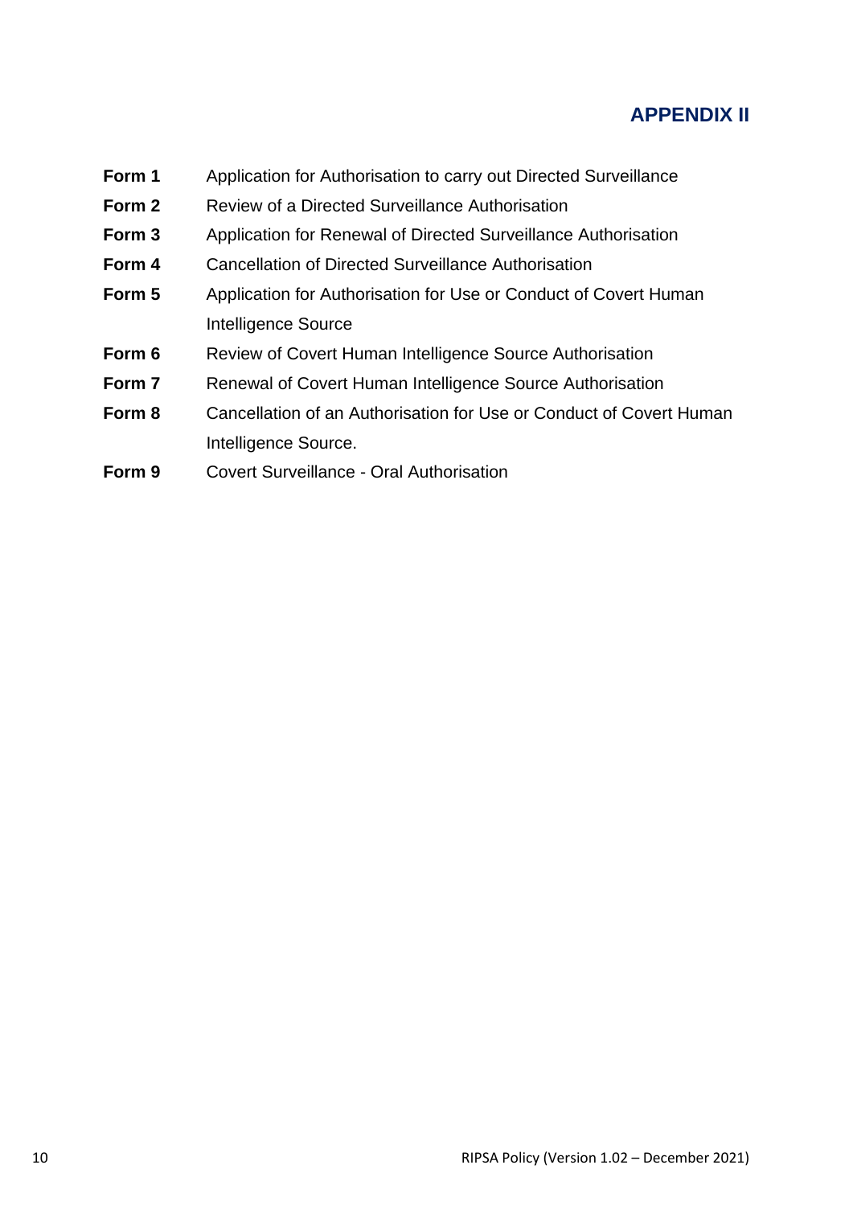## APPENDIX II

| | |
|---|---|
| **Form 1** | Application for Authorisation to carry out Directed Surveillance |
| **Form 2** | Review of a Directed Surveillance Authorisation |
| **Form 3** | Application for Renewal of Directed Surveillance Authorisation |
| **Form 4** | Cancellation of Directed Surveillance Authorisation |
| **Form 5** | Application for Authorisation for Use or Conduct of Covert Human Intelligence Source |
| **Form 6** | Review of Covert Human Intelligence Source Authorisation |
| **Form 7** | Renewal of Covert Human Intelligence Source Authorisation |
| **Form 8** | Cancellation of an Authorisation for Use or Conduct of Covert Human Intelligence Source. |
| **Form 9** | Covert Surveillance - Oral Authorisation |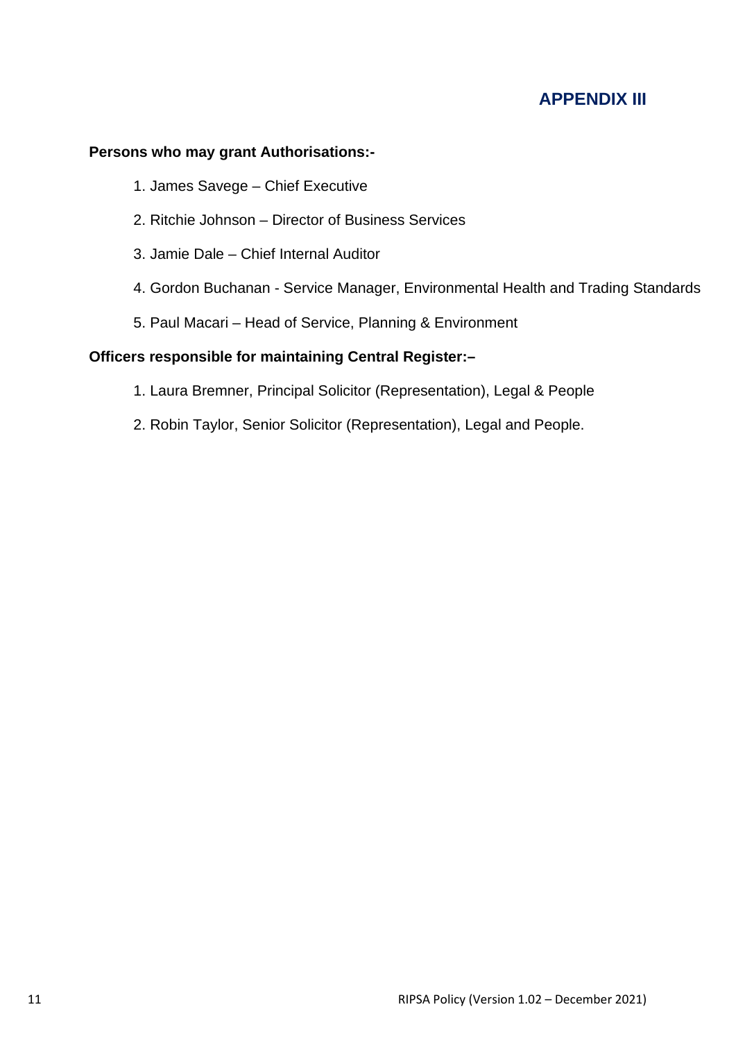## APPENDIX III

**Persons who may grant Authorisations:-**

1. James Savege – Chief Executive
2. Ritchie Johnson – Director of Business Services
3. Jamie Dale – Chief Internal Auditor
4. Gordon Buchanan - Service Manager, Environmental Health and Trading Standards
5. Paul Macari – Head of Service, Planning & Environment

**Officers responsible for maintaining Central Register:–**

1. Laura Bremner, Principal Solicitor (Representation), Legal & People
2. Robin Taylor, Senior Solicitor (Representation), Legal and People.